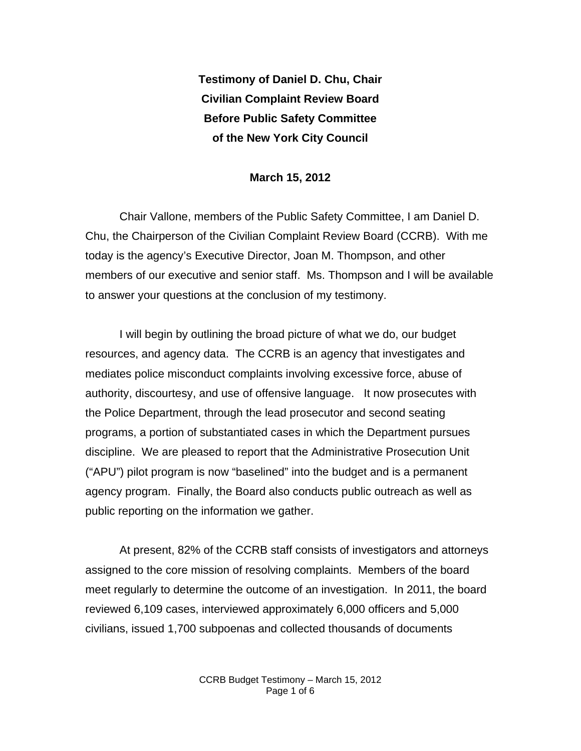**Testimony of Daniel D. Chu, Chair**
**Civilian Complaint Review Board**
**Before Public Safety Committee**
**of the New York City Council**

**March 15, 2012**

Chair Vallone, members of the Public Safety Committee, I am Daniel D. Chu, the Chairperson of the Civilian Complaint Review Board (CCRB). With me today is the agency's Executive Director, Joan M. Thompson, and other members of our executive and senior staff. Ms. Thompson and I will be available to answer your questions at the conclusion of my testimony.

I will begin by outlining the broad picture of what we do, our budget resources, and agency data. The CCRB is an agency that investigates and mediates police misconduct complaints involving excessive force, abuse of authority, discourtesy, and use of offensive language. It now prosecutes with the Police Department, through the lead prosecutor and second seating programs, a portion of substantiated cases in which the Department pursues discipline. We are pleased to report that the Administrative Prosecution Unit ("APU") pilot program is now "baselined" into the budget and is a permanent agency program. Finally, the Board also conducts public outreach as well as public reporting on the information we gather.

At present, 82% of the CCRB staff consists of investigators and attorneys assigned to the core mission of resolving complaints. Members of the board meet regularly to determine the outcome of an investigation. In 2011, the board reviewed 6,109 cases, interviewed approximately 6,000 officers and 5,000 civilians, issued 1,700 subpoenas and collected thousands of documents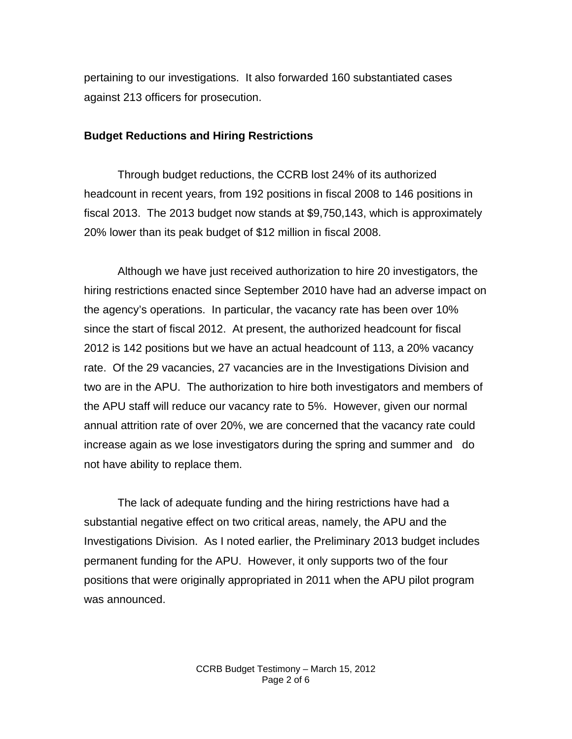pertaining to our investigations. It also forwarded 160 substantiated cases against 213 officers for prosecution.

**Budget Reductions and Hiring Restrictions**

Through budget reductions, the CCRB lost 24% of its authorized headcount in recent years, from 192 positions in fiscal 2008 to 146 positions in fiscal 2013. The 2013 budget now stands at $9,750,143, which is approximately 20% lower than its peak budget of $12 million in fiscal 2008.

Although we have just received authorization to hire 20 investigators, the hiring restrictions enacted since September 2010 have had an adverse impact on the agency's operations. In particular, the vacancy rate has been over 10% since the start of fiscal 2012. At present, the authorized headcount for fiscal 2012 is 142 positions but we have an actual headcount of 113, a 20% vacancy rate. Of the 29 vacancies, 27 vacancies are in the Investigations Division and two are in the APU. The authorization to hire both investigators and members of the APU staff will reduce our vacancy rate to 5%. However, given our normal annual attrition rate of over 20%, we are concerned that the vacancy rate could increase again as we lose investigators during the spring and summer and do not have ability to replace them.

The lack of adequate funding and the hiring restrictions have had a substantial negative effect on two critical areas, namely, the APU and the Investigations Division. As I noted earlier, the Preliminary 2013 budget includes permanent funding for the APU. However, it only supports two of the four positions that were originally appropriated in 2011 when the APU pilot program was announced.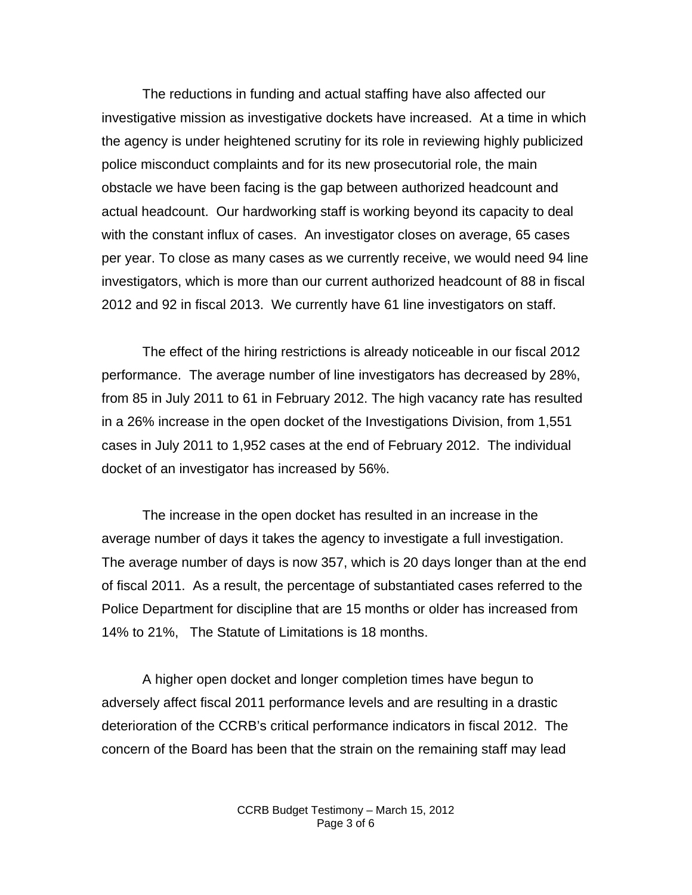The reductions in funding and actual staffing have also affected our investigative mission as investigative dockets have increased. At a time in which the agency is under heightened scrutiny for its role in reviewing highly publicized police misconduct complaints and for its new prosecutorial role, the main obstacle we have been facing is the gap between authorized headcount and actual headcount. Our hardworking staff is working beyond its capacity to deal with the constant influx of cases. An investigator closes on average, 65 cases per year. To close as many cases as we currently receive, we would need 94 line investigators, which is more than our current authorized headcount of 88 in fiscal 2012 and 92 in fiscal 2013. We currently have 61 line investigators on staff.

The effect of the hiring restrictions is already noticeable in our fiscal 2012 performance. The average number of line investigators has decreased by 28%, from 85 in July 2011 to 61 in February 2012. The high vacancy rate has resulted in a 26% increase in the open docket of the Investigations Division, from 1,551 cases in July 2011 to 1,952 cases at the end of February 2012. The individual docket of an investigator has increased by 56%.

The increase in the open docket has resulted in an increase in the average number of days it takes the agency to investigate a full investigation. The average number of days is now 357, which is 20 days longer than at the end of fiscal 2011. As a result, the percentage of substantiated cases referred to the Police Department for discipline that are 15 months or older has increased from 14% to 21%, The Statute of Limitations is 18 months.

A higher open docket and longer completion times have begun to adversely affect fiscal 2011 performance levels and are resulting in a drastic deterioration of the CCRB's critical performance indicators in fiscal 2012. The concern of the Board has been that the strain on the remaining staff may lead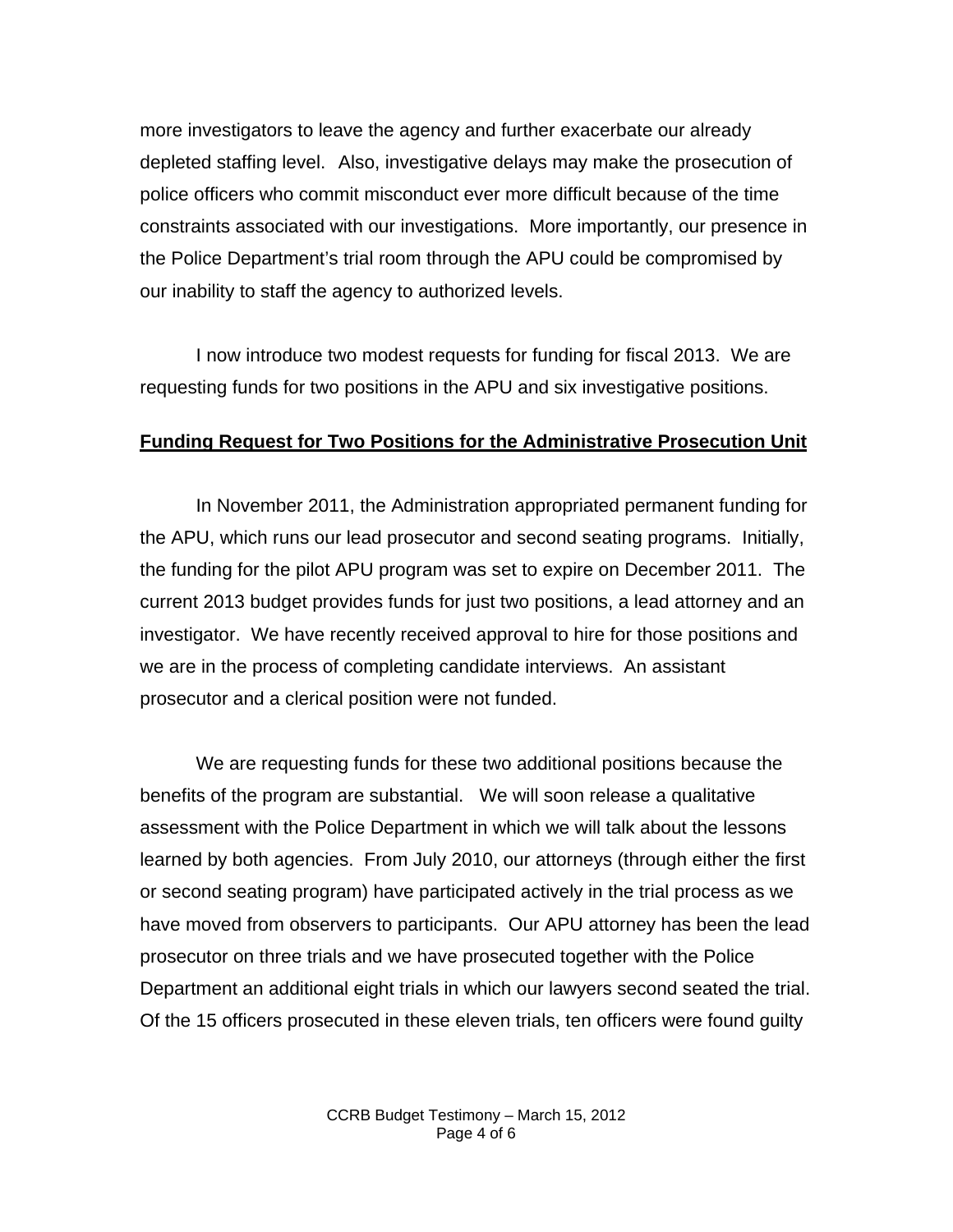more investigators to leave the agency and further exacerbate our already depleted staffing level. Also, investigative delays may make the prosecution of police officers who commit misconduct ever more difficult because of the time constraints associated with our investigations. More importantly, our presence in the Police Department's trial room through the APU could be compromised by our inability to staff the agency to authorized levels.

I now introduce two modest requests for funding for fiscal 2013. We are requesting funds for two positions in the APU and six investigative positions.

**Funding Request for Two Positions for the Administrative Prosecution Unit**

In November 2011, the Administration appropriated permanent funding for the APU, which runs our lead prosecutor and second seating programs. Initially, the funding for the pilot APU program was set to expire on December 2011. The current 2013 budget provides funds for just two positions, a lead attorney and an investigator. We have recently received approval to hire for those positions and we are in the process of completing candidate interviews. An assistant prosecutor and a clerical position were not funded.

We are requesting funds for these two additional positions because the benefits of the program are substantial. We will soon release a qualitative assessment with the Police Department in which we will talk about the lessons learned by both agencies. From July 2010, our attorneys (through either the first or second seating program) have participated actively in the trial process as we have moved from observers to participants. Our APU attorney has been the lead prosecutor on three trials and we have prosecuted together with the Police Department an additional eight trials in which our lawyers second seated the trial. Of the 15 officers prosecuted in these eleven trials, ten officers were found guilty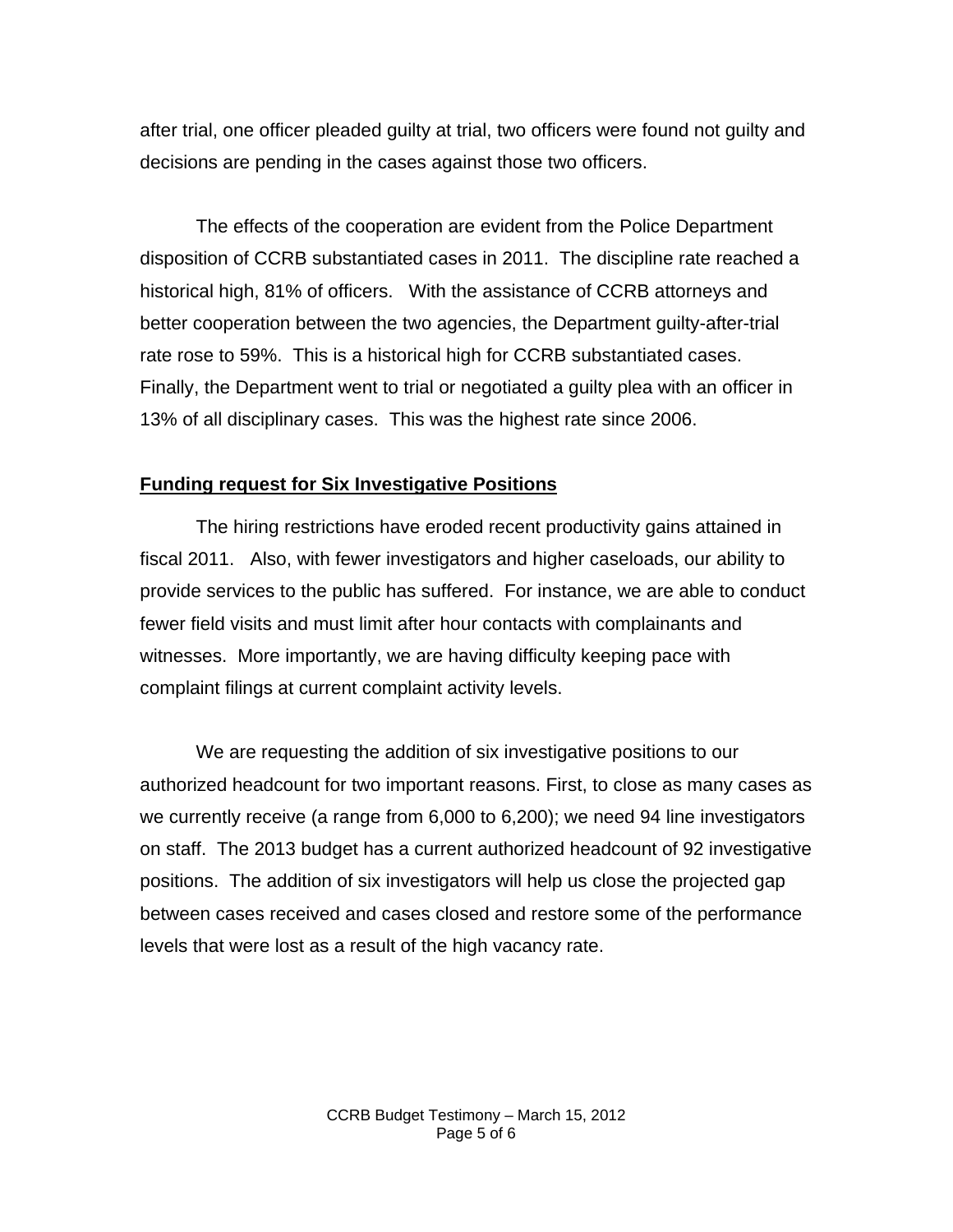after trial, one officer pleaded guilty at trial, two officers were found not guilty and decisions are pending in the cases against those two officers.

The effects of the cooperation are evident from the Police Department disposition of CCRB substantiated cases in 2011. The discipline rate reached a historical high, 81% of officers. With the assistance of CCRB attorneys and better cooperation between the two agencies, the Department guilty-after-trial rate rose to 59%. This is a historical high for CCRB substantiated cases. Finally, the Department went to trial or negotiated a guilty plea with an officer in 13% of all disciplinary cases. This was the highest rate since 2006.

**Funding request for Six Investigative Positions**

The hiring restrictions have eroded recent productivity gains attained in fiscal 2011. Also, with fewer investigators and higher caseloads, our ability to provide services to the public has suffered. For instance, we are able to conduct fewer field visits and must limit after hour contacts with complainants and witnesses. More importantly, we are having difficulty keeping pace with complaint filings at current complaint activity levels.

We are requesting the addition of six investigative positions to our authorized headcount for two important reasons. First, to close as many cases as we currently receive (a range from 6,000 to 6,200); we need 94 line investigators on staff. The 2013 budget has a current authorized headcount of 92 investigative positions. The addition of six investigators will help us close the projected gap between cases received and cases closed and restore some of the performance levels that were lost as a result of the high vacancy rate.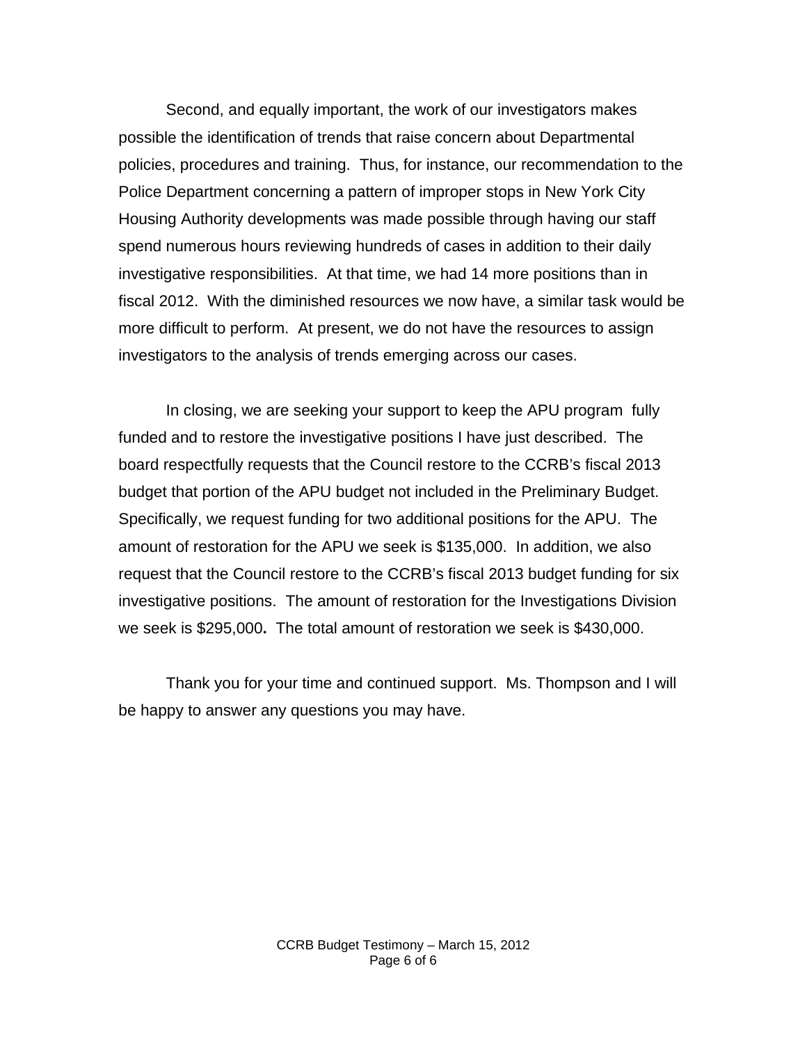Second, and equally important, the work of our investigators makes possible the identification of trends that raise concern about Departmental policies, procedures and training. Thus, for instance, our recommendation to the Police Department concerning a pattern of improper stops in New York City Housing Authority developments was made possible through having our staff spend numerous hours reviewing hundreds of cases in addition to their daily investigative responsibilities. At that time, we had 14 more positions than in fiscal 2012. With the diminished resources we now have, a similar task would be more difficult to perform. At present, we do not have the resources to assign investigators to the analysis of trends emerging across our cases.

In closing, we are seeking your support to keep the APU program fully funded and to restore the investigative positions I have just described. The board respectfully requests that the Council restore to the CCRB's fiscal 2013 budget that portion of the APU budget not included in the Preliminary Budget. Specifically, we request funding for two additional positions for the APU. The amount of restoration for the APU we seek is $135,000. In addition, we also request that the Council restore to the CCRB's fiscal 2013 budget funding for six investigative positions. The amount of restoration for the Investigations Division we seek is $295,000**.** The total amount of restoration we seek is $430,000.

Thank you for your time and continued support. Ms. Thompson and I will be happy to answer any questions you may have.